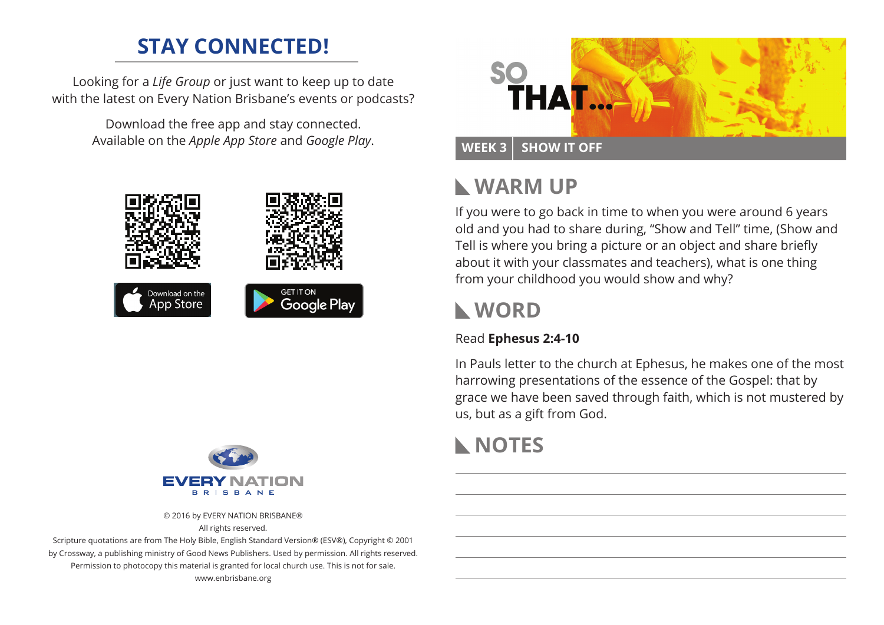## STAY CONNECTED!

Looking for a *Life Group* or just want to keep up to date with the latest on Every Nation Brisbane's events or podcasts?

Download the free app and stay connected. Available on the *Apple App Store* and *Google Play*.

Download on the App Store

GET IT ON Google Play

EVERY NATION BRISBANE

© 2016 by EVERY NATION BRISBANE®
All rights reserved.
Scripture quotations are from The Holy Bible, English Standard Version® (ESV®), Copyright © 2001 by Crossway, a publishing ministry of Good News Publishers. Used by permission. All rights reserved. Permission to photocopy this material is granted for local church use. This is not for sale.
www.enbrisbane.org

# SO THAT...

**WEEK 3 | SHOW IT OFF**

## WARM UP

If you were to go back in time to when you were around 6 years old and you had to share during, "Show and Tell" time, (Show and Tell is where you bring a picture or an object and share briefly about it with your classmates and teachers), what is one thing from your childhood you would show and why?

## WORD

Read **Ephesus 2:4-10**

In Pauls letter to the church at Ephesus, he makes one of the most harrowing presentations of the essence of the Gospel: that by grace we have been saved through faith, which is not mustered by us, but as a gift from God.

## NOTES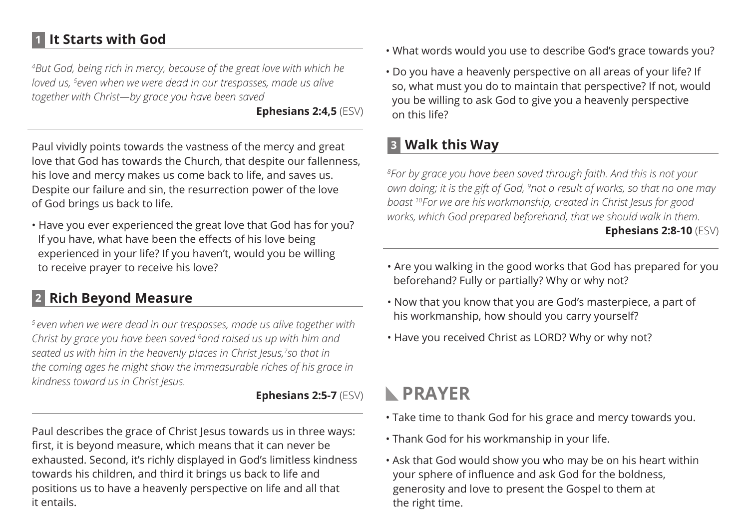## 1 It Starts with God

*[4]But God, being rich in mercy, because of the great love with which he loved us, [5]even when we were dead in our trespasses, made us alive together with Christ—by grace you have been saved*

**Ephesians 2:4,5** (ESV)

Paul vividly points towards the vastness of the mercy and great love that God has towards the Church, that despite our fallenness, his love and mercy makes us come back to life, and saves us. Despite our failure and sin, the resurrection power of the love of God brings us back to life.

- Have you ever experienced the great love that God has for you? If you have, what have been the effects of his love being experienced in your life? If you haven't, would you be willing to receive prayer to receive his love?

## 2 Rich Beyond Measure

*[5] even when we were dead in our trespasses, made us alive together with Christ by grace you have been saved [6]and raised us up with him and seated us with him in the heavenly places in Christ Jesus,[7]so that in the coming ages he might show the immeasurable riches of his grace in kindness toward us in Christ Jesus.*

**Ephesians 2:5-7** (ESV)

Paul describes the grace of Christ Jesus towards us in three ways: first, it is beyond measure, which means that it can never be exhausted. Second, it's richly displayed in God's limitless kindness towards his children, and third it brings us back to life and positions us to have a heavenly perspective on life and all that it entails.

- What words would you use to describe God's grace towards you?
- Do you have a heavenly perspective on all areas of your life? If so, what must you do to maintain that perspective? If not, would you be willing to ask God to give you a heavenly perspective on this life?

## 3 Walk this Way

*[8]For by grace you have been saved through faith. And this is not your own doing; it is the gift of God, [9]not a result of works, so that no one may boast [10]For we are his workmanship, created in Christ Jesus for good works, which God prepared beforehand, that we should walk in them.*

**Ephesians 2:8-10** (ESV)

- Are you walking in the good works that God has prepared for you beforehand? Fully or partially? Why or why not?
- Now that you know that you are God's masterpiece, a part of his workmanship, how should you carry yourself?
- Have you received Christ as LORD? Why or why not?

## PRAYER

- Take time to thank God for his grace and mercy towards you.
- Thank God for his workmanship in your life.
- Ask that God would show you who may be on his heart within your sphere of influence and ask God for the boldness, generosity and love to present the Gospel to them at the right time.